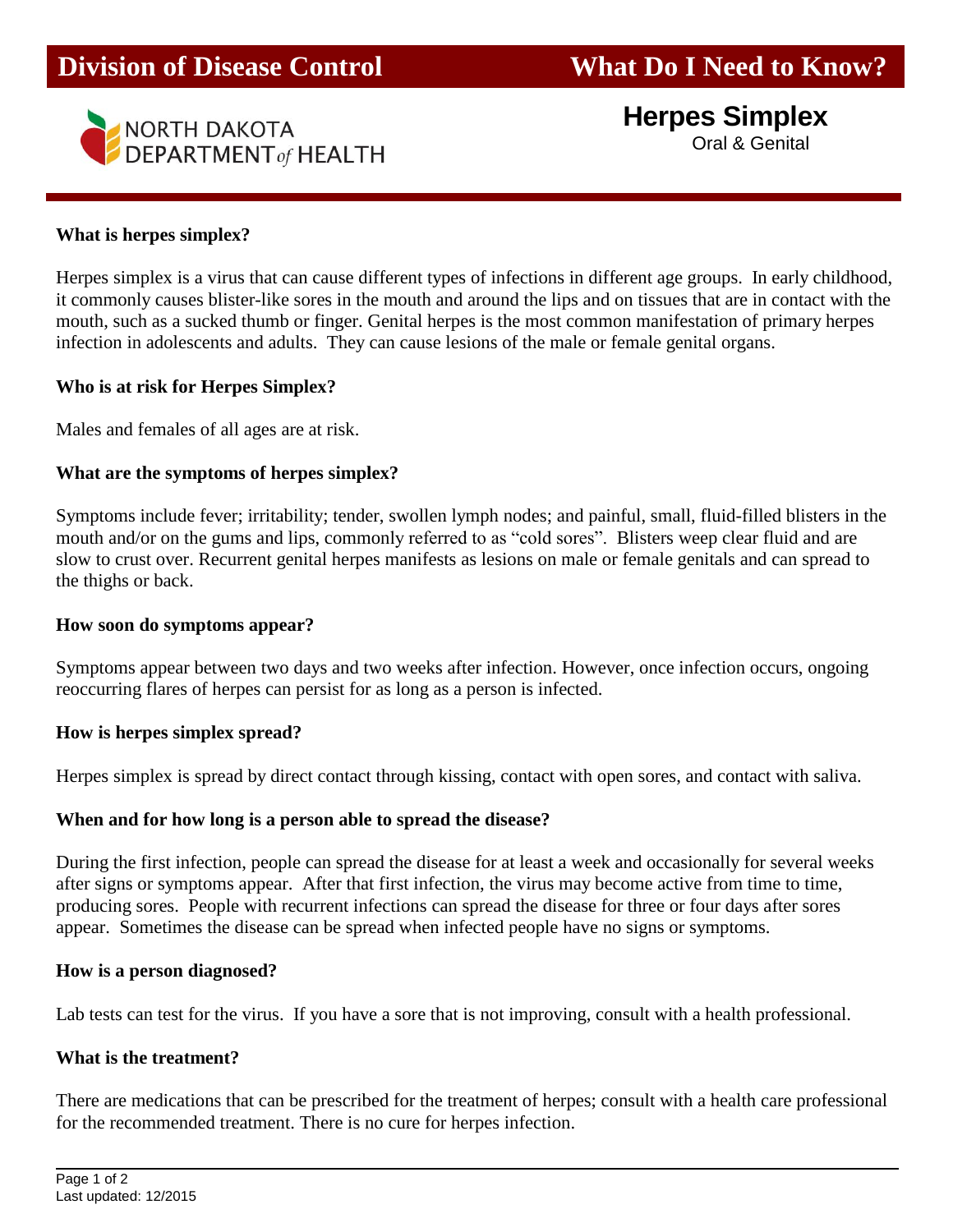**Division of Disease Control** **What Do I Need to Know?**

NORTH DAKOTA DEPARTMENT *of* HEALTH

# Herpes Simplex

Oral & Genital

**What is herpes simplex?**

Herpes simplex is a virus that can cause different types of infections in different age groups. In early childhood, it commonly causes blister-like sores in the mouth and around the lips and on tissues that are in contact with the mouth, such as a sucked thumb or finger. Genital herpes is the most common manifestation of primary herpes infection in adolescents and adults. They can cause lesions of the male or female genital organs.

**Who is at risk for Herpes Simplex?**

Males and females of all ages are at risk.

**What are the symptoms of herpes simplex?**

Symptoms include fever; irritability; tender, swollen lymph nodes; and painful, small, fluid-filled blisters in the mouth and/or on the gums and lips, commonly referred to as "cold sores". Blisters weep clear fluid and are slow to crust over. Recurrent genital herpes manifests as lesions on male or female genitals and can spread to the thighs or back.

**How soon do symptoms appear?**

Symptoms appear between two days and two weeks after infection. However, once infection occurs, ongoing reoccurring flares of herpes can persist for as long as a person is infected.

**How is herpes simplex spread?**

Herpes simplex is spread by direct contact through kissing, contact with open sores, and contact with saliva.

**When and for how long is a person able to spread the disease?**

During the first infection, people can spread the disease for at least a week and occasionally for several weeks after signs or symptoms appear. After that first infection, the virus may become active from time to time, producing sores. People with recurrent infections can spread the disease for three or four days after sores appear. Sometimes the disease can be spread when infected people have no signs or symptoms.

**How is a person diagnosed?**

Lab tests can test for the virus. If you have a sore that is not improving, consult with a health professional.

**What is the treatment?**

There are medications that can be prescribed for the treatment of herpes; consult with a health care professional for the recommended treatment. There is no cure for herpes infection.

Last updated: 12/2015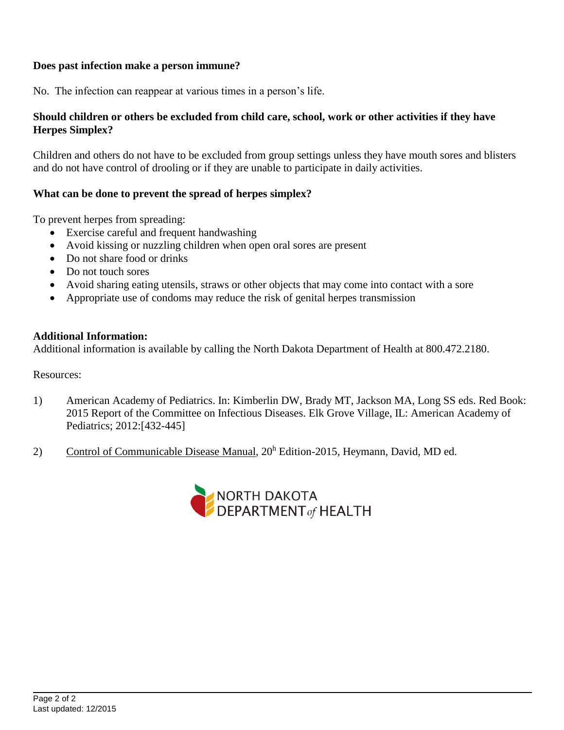**Does past infection make a person immune?**

No. The infection can reappear at various times in a person's life.

**Should children or others be excluded from child care, school, work or other activities if they have Herpes Simplex?**

Children and others do not have to be excluded from group settings unless they have mouth sores and blisters and do not have control of drooling or if they are unable to participate in daily activities.

**What can be done to prevent the spread of herpes simplex?**

To prevent herpes from spreading:

- Exercise careful and frequent handwashing
- Avoid kissing or nuzzling children when open oral sores are present
- Do not share food or drinks
- Do not touch sores
- Avoid sharing eating utensils, straws or other objects that may come into contact with a sore
- Appropriate use of condoms may reduce the risk of genital herpes transmission

**Additional Information:**
Additional information is available by calling the North Dakota Department of Health at 800.472.2180.

Resources:

1) American Academy of Pediatrics. In: Kimberlin DW, Brady MT, Jackson MA, Long SS eds. Red Book: 2015 Report of the Committee on Infectious Diseases. Elk Grove Village, IL: American Academy of Pediatrics; 2012:[432-445]

2) Control of Communicable Disease Manual, 20h Edition-2015, Heymann, David, MD ed.

NORTH DAKOTA DEPARTMENT of HEALTH

Last updated: 12/2015